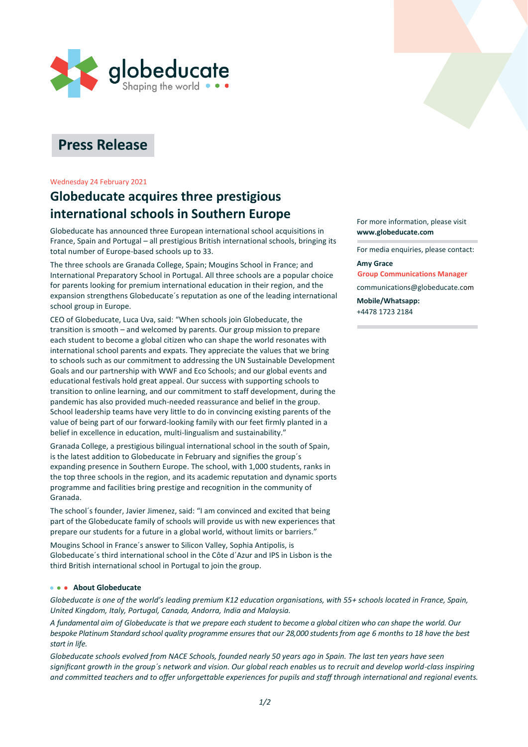globeducate
Shaping the world

# Press Release

Wednesday 24 February 2021

## Globeducate acquires three prestigious international schools in Southern Europe

Globeducate has announced three European international school acquisitions in France, Spain and Portugal – all prestigious British international schools, bringing its total number of Europe-based schools up to 33.

The three schools are Granada College, Spain; Mougins School in France; and International Preparatory School in Portugal. All three schools are a popular choice for parents looking for premium international education in their region, and the expansion strengthens Globeducate´s reputation as one of the leading international school group in Europe.

CEO of Globeducate, Luca Uva, said: "When schools join Globeducate, the transition is smooth – and welcomed by parents. Our group mission to prepare each student to become a global citizen who can shape the world resonates with international school parents and expats. They appreciate the values that we bring to schools such as our commitment to addressing the UN Sustainable Development Goals and our partnership with WWF and Eco Schools; and our global events and educational festivals hold great appeal. Our success with supporting schools to transition to online learning, and our commitment to staff development, during the pandemic has also provided much-needed reassurance and belief in the group. School leadership teams have very little to do in convincing existing parents of the value of being part of our forward-looking family with our feet firmly planted in a belief in excellence in education, multi-lingualism and sustainability."

Granada College, a prestigious bilingual international school in the south of Spain, is the latest addition to Globeducate in February and signifies the group´s expanding presence in Southern Europe. The school, with 1,000 students, ranks in the top three schools in the region, and its academic reputation and dynamic sports programme and facilities bring prestige and recognition in the community of Granada.

The school´s founder, Javier Jimenez, said: "I am convinced and excited that being part of the Globeducate family of schools will provide us with new experiences that prepare our students for a future in a global world, without limits or barriers."

Mougins School in France´s answer to Silicon Valley, Sophia Antipolis, is Globeducate´s third international school in the Côte d´Azur and IPS in Lisbon is the third British international school in Portugal to join the group.

For more information, please visit **www.globeducate.com**

For media enquiries, please contact:

**Amy Grace**
**Group Communications Manager**

communications@globeducate.com

**Mobile/Whatsapp:**
+4478 1723 2184

### About Globeducate

*Globeducate is one of the world's leading premium K12 education organisations, with 55+ schools located in France, Spain, United Kingdom, Italy, Portugal, Canada, Andorra, India and Malaysia.*

*A fundamental aim of Globeducate is that we prepare each student to become a global citizen who can shape the world. Our bespoke Platinum Standard school quality programme ensures that our 28,000 students from age 6 months to 18 have the best start in life.*

*Globeducate schools evolved from NACE Schools, founded nearly 50 years ago in Spain. The last ten years have seen significant growth in the group´s network and vision. Our global reach enables us to recruit and develop world-class inspiring and committed teachers and to offer unforgettable experiences for pupils and staff through international and regional events.*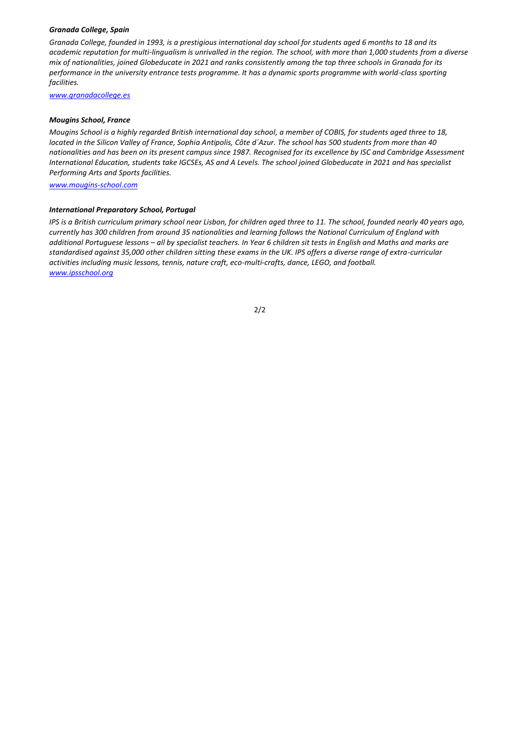***Granada College, Spain***

*Granada College, founded in 1993, is a prestigious international day school for students aged 6 months to 18 and its academic reputation for multi-lingualism is unrivalled in the region. The school, with more than 1,000 students from a diverse mix of nationalities, joined Globeducate in 2021 and ranks consistently among the top three schools in Granada for its performance in the university entrance tests programme. It has a dynamic sports programme with world-class sporting facilities.*

*www.granadacollege.es*

***Mougins School, France***

*Mougins School is a highly regarded British international day school, a member of COBIS, for students aged three to 18, located in the Silicon Valley of France, Sophia Antipolis, Côte d´Azur. The school has 500 students from more than 40 nationalities and has been on its present campus since 1987. Recognised for its excellence by ISC and Cambridge Assessment International Education, students take IGCSEs, AS and A Levels. The school joined Globeducate in 2021 and has specialist Performing Arts and Sports facilities.*

*www.mougins-school.com*

***International Preparatory School, Portugal***

*IPS is a British curriculum primary school near Lisbon, for children aged three to 11. The school, founded nearly 40 years ago, currently has 300 children from around 35 nationalities and learning follows the National Curriculum of England with additional Portuguese lessons – all by specialist teachers. In Year 6 children sit tests in English and Maths and marks are standardised against 35,000 other children sitting these exams in the UK. IPS offers a diverse range of extra-curricular activities including music lessons, tennis, nature craft, eco-multi-crafts, dance, LEGO, and football.*
*www.ipsschool.org*